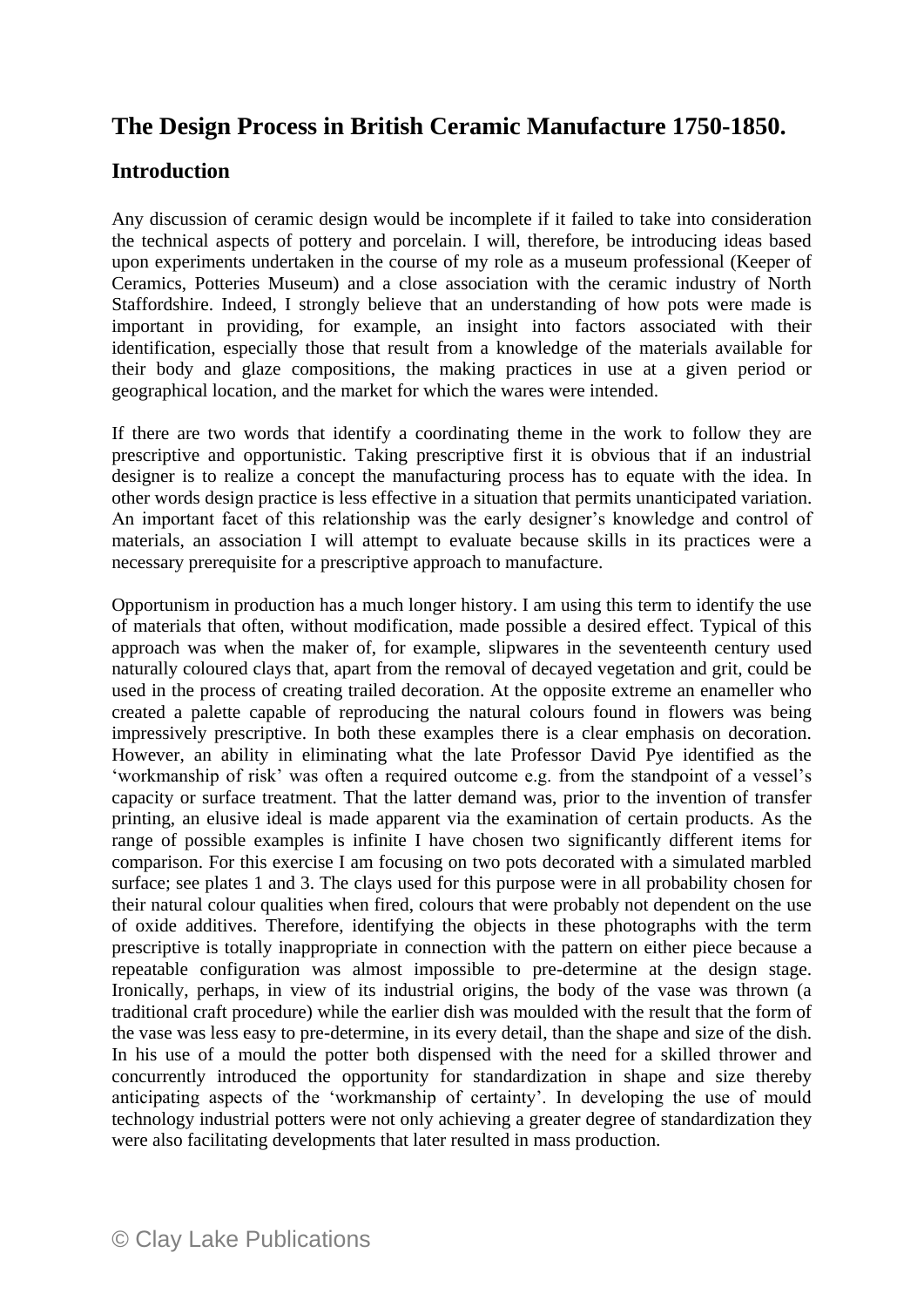# The Design Process in British Ceramic Manufacture 1750-1850.

## Introduction

Any discussion of ceramic design would be incomplete if it failed to take into consideration the technical aspects of pottery and porcelain. I will, therefore, be introducing ideas based upon experiments undertaken in the course of my role as a museum professional (Keeper of Ceramics, Potteries Museum) and a close association with the ceramic industry of North Staffordshire. Indeed, I strongly believe that an understanding of how pots were made is important in providing, for example, an insight into factors associated with their identification, especially those that result from a knowledge of the materials available for their body and glaze compositions, the making practices in use at a given period or geographical location, and the market for which the wares were intended.

If there are two words that identify a coordinating theme in the work to follow they are prescriptive and opportunistic. Taking prescriptive first it is obvious that if an industrial designer is to realize a concept the manufacturing process has to equate with the idea. In other words design practice is less effective in a situation that permits unanticipated variation. An important facet of this relationship was the early designer's knowledge and control of materials, an association I will attempt to evaluate because skills in its practices were a necessary prerequisite for a prescriptive approach to manufacture.

Opportunism in production has a much longer history. I am using this term to identify the use of materials that often, without modification, made possible a desired effect. Typical of this approach was when the maker of, for example, slipwares in the seventeenth century used naturally coloured clays that, apart from the removal of decayed vegetation and grit, could be used in the process of creating trailed decoration. At the opposite extreme an enameller who created a palette capable of reproducing the natural colours found in flowers was being impressively prescriptive. In both these examples there is a clear emphasis on decoration. However, an ability in eliminating what the late Professor David Pye identified as the 'workmanship of risk' was often a required outcome e.g. from the standpoint of a vessel's capacity or surface treatment. That the latter demand was, prior to the invention of transfer printing, an elusive ideal is made apparent via the examination of certain products. As the range of possible examples is infinite I have chosen two significantly different items for comparison. For this exercise I am focusing on two pots decorated with a simulated marbled surface; see plates 1 and 3. The clays used for this purpose were in all probability chosen for their natural colour qualities when fired, colours that were probably not dependent on the use of oxide additives. Therefore, identifying the objects in these photographs with the term prescriptive is totally inappropriate in connection with the pattern on either piece because a repeatable configuration was almost impossible to pre-determine at the design stage. Ironically, perhaps, in view of its industrial origins, the body of the vase was thrown (a traditional craft procedure) while the earlier dish was moulded with the result that the form of the vase was less easy to pre-determine, in its every detail, than the shape and size of the dish. In his use of a mould the potter both dispensed with the need for a skilled thrower and concurrently introduced the opportunity for standardization in shape and size thereby anticipating aspects of the 'workmanship of certainty'. In developing the use of mould technology industrial potters were not only achieving a greater degree of standardization they were also facilitating developments that later resulted in mass production.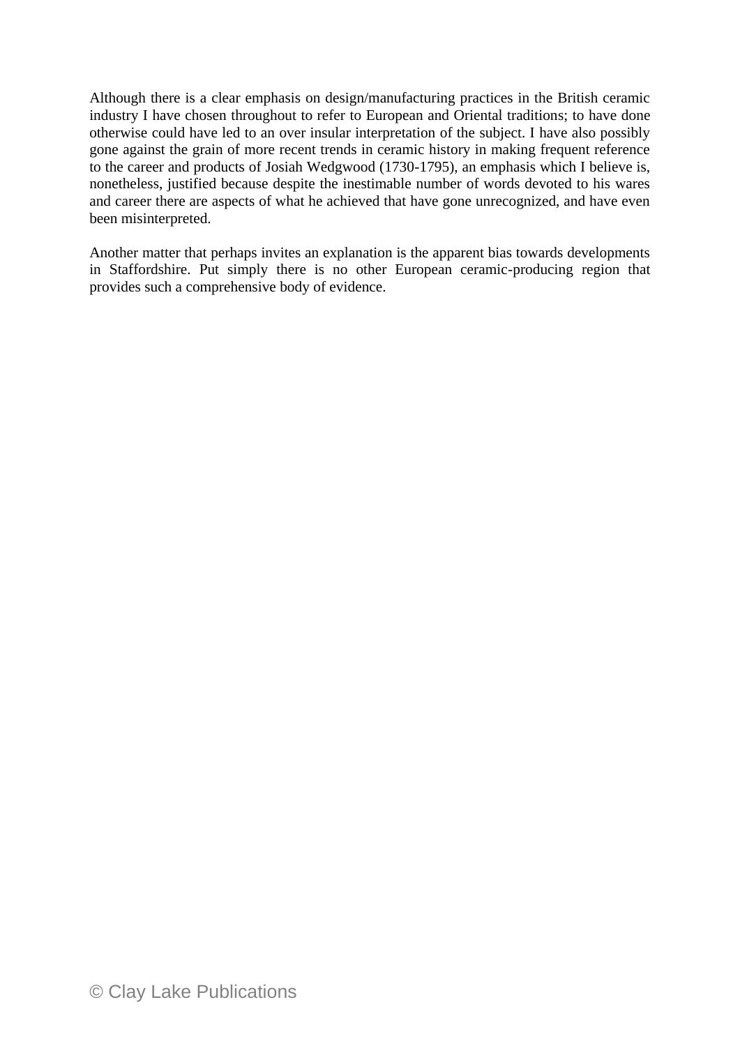Although there is a clear emphasis on design/manufacturing practices in the British ceramic industry I have chosen throughout to refer to European and Oriental traditions; to have done otherwise could have led to an over insular interpretation of the subject. I have also possibly gone against the grain of more recent trends in ceramic history in making frequent reference to the career and products of Josiah Wedgwood (1730-1795), an emphasis which I believe is, nonetheless, justified because despite the inestimable number of words devoted to his wares and career there are aspects of what he achieved that have gone unrecognized, and have even been misinterpreted.

Another matter that perhaps invites an explanation is the apparent bias towards developments in Staffordshire. Put simply there is no other European ceramic-producing region that provides such a comprehensive body of evidence.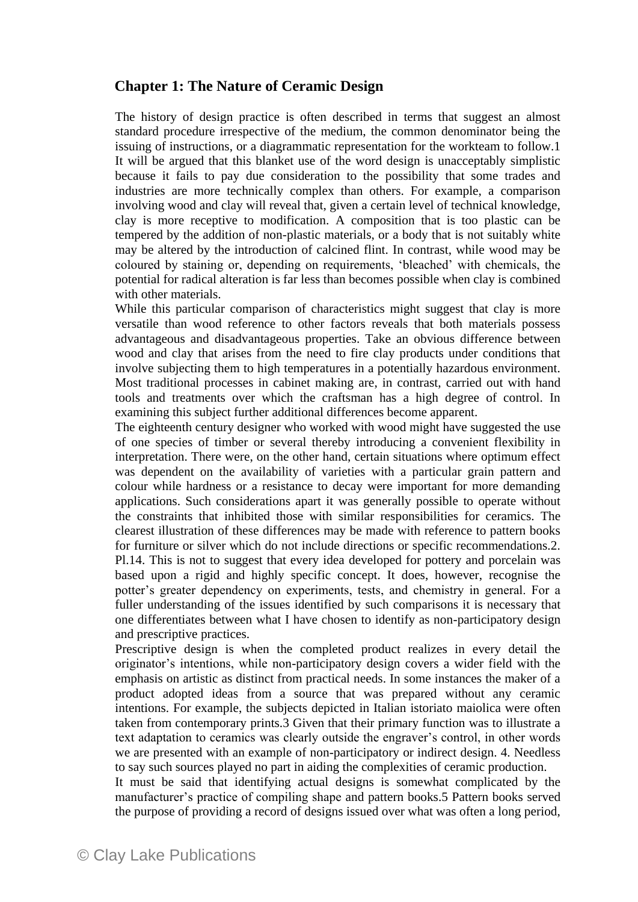## Chapter 1: The Nature of Ceramic Design

The history of design practice is often described in terms that suggest an almost standard procedure irrespective of the medium, the common denominator being the issuing of instructions, or a diagrammatic representation for the workteam to follow.1 It will be argued that this blanket use of the word design is unacceptably simplistic because it fails to pay due consideration to the possibility that some trades and industries are more technically complex than others. For example, a comparison involving wood and clay will reveal that, given a certain level of technical knowledge, clay is more receptive to modification. A composition that is too plastic can be tempered by the addition of non-plastic materials, or a body that is not suitably white may be altered by the introduction of calcined flint. In contrast, while wood may be coloured by staining or, depending on requirements, 'bleached' with chemicals, the potential for radical alteration is far less than becomes possible when clay is combined with other materials.

While this particular comparison of characteristics might suggest that clay is more versatile than wood reference to other factors reveals that both materials possess advantageous and disadvantageous properties. Take an obvious difference between wood and clay that arises from the need to fire clay products under conditions that involve subjecting them to high temperatures in a potentially hazardous environment. Most traditional processes in cabinet making are, in contrast, carried out with hand tools and treatments over which the craftsman has a high degree of control. In examining this subject further additional differences become apparent.

The eighteenth century designer who worked with wood might have suggested the use of one species of timber or several thereby introducing a convenient flexibility in interpretation. There were, on the other hand, certain situations where optimum effect was dependent on the availability of varieties with a particular grain pattern and colour while hardness or a resistance to decay were important for more demanding applications. Such considerations apart it was generally possible to operate without the constraints that inhibited those with similar responsibilities for ceramics. The clearest illustration of these differences may be made with reference to pattern books for furniture or silver which do not include directions or specific recommendations.2. Pl.14. This is not to suggest that every idea developed for pottery and porcelain was based upon a rigid and highly specific concept. It does, however, recognise the potter's greater dependency on experiments, tests, and chemistry in general. For a fuller understanding of the issues identified by such comparisons it is necessary that one differentiates between what I have chosen to identify as non-participatory design and prescriptive practices.

Prescriptive design is when the completed product realizes in every detail the originator's intentions, while non-participatory design covers a wider field with the emphasis on artistic as distinct from practical needs. In some instances the maker of a product adopted ideas from a source that was prepared without any ceramic intentions. For example, the subjects depicted in Italian istoriato maiolica were often taken from contemporary prints.3 Given that their primary function was to illustrate a text adaptation to ceramics was clearly outside the engraver's control, in other words we are presented with an example of non-participatory or indirect design. 4. Needless to say such sources played no part in aiding the complexities of ceramic production.

It must be said that identifying actual designs is somewhat complicated by the manufacturer's practice of compiling shape and pattern books.5 Pattern books served the purpose of providing a record of designs issued over what was often a long period,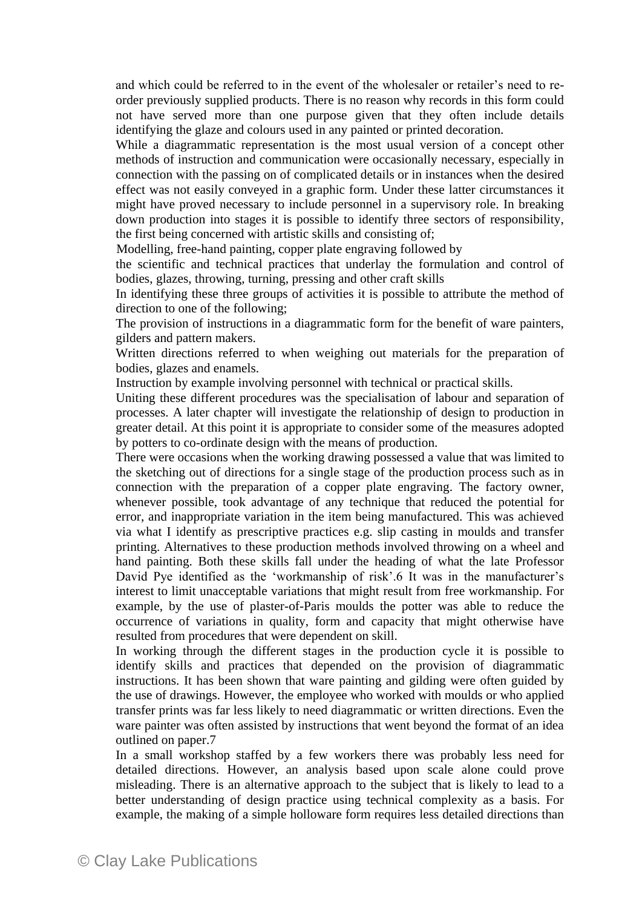and which could be referred to in the event of the wholesaler or retailer's need to re-order previously supplied products. There is no reason why records in this form could not have served more than one purpose given that they often include details identifying the glaze and colours used in any painted or printed decoration.

While a diagrammatic representation is the most usual version of a concept other methods of instruction and communication were occasionally necessary, especially in connection with the passing on of complicated details or in instances when the desired effect was not easily conveyed in a graphic form. Under these latter circumstances it might have proved necessary to include personnel in a supervisory role. In breaking down production into stages it is possible to identify three sectors of responsibility, the first being concerned with artistic skills and consisting of;

Modelling, free-hand painting, copper plate engraving followed by

the scientific and technical practices that underlay the formulation and control of bodies, glazes, throwing, turning, pressing and other craft skills

In identifying these three groups of activities it is possible to attribute the method of direction to one of the following;

The provision of instructions in a diagrammatic form for the benefit of ware painters, gilders and pattern makers.

Written directions referred to when weighing out materials for the preparation of bodies, glazes and enamels.

Instruction by example involving personnel with technical or practical skills.

Uniting these different procedures was the specialisation of labour and separation of processes. A later chapter will investigate the relationship of design to production in greater detail. At this point it is appropriate to consider some of the measures adopted by potters to co-ordinate design with the means of production.

There were occasions when the working drawing possessed a value that was limited to the sketching out of directions for a single stage of the production process such as in connection with the preparation of a copper plate engraving. The factory owner, whenever possible, took advantage of any technique that reduced the potential for error, and inappropriate variation in the item being manufactured. This was achieved via what I identify as prescriptive practices e.g. slip casting in moulds and transfer printing. Alternatives to these production methods involved throwing on a wheel and hand painting. Both these skills fall under the heading of what the late Professor David Pye identified as the 'workmanship of risk'.[6] It was in the manufacturer's interest to limit unacceptable variations that might result from free workmanship. For example, by the use of plaster-of-Paris moulds the potter was able to reduce the occurrence of variations in quality, form and capacity that might otherwise have resulted from procedures that were dependent on skill.

In working through the different stages in the production cycle it is possible to identify skills and practices that depended on the provision of diagrammatic instructions. It has been shown that ware painting and gilding were often guided by the use of drawings. However, the employee who worked with moulds or who applied transfer prints was far less likely to need diagrammatic or written directions. Even the ware painter was often assisted by instructions that went beyond the format of an idea outlined on paper.[7]

In a small workshop staffed by a few workers there was probably less need for detailed directions. However, an analysis based upon scale alone could prove misleading. There is an alternative approach to the subject that is likely to lead to a better understanding of design practice using technical complexity as a basis. For example, the making of a simple holloware form requires less detailed directions than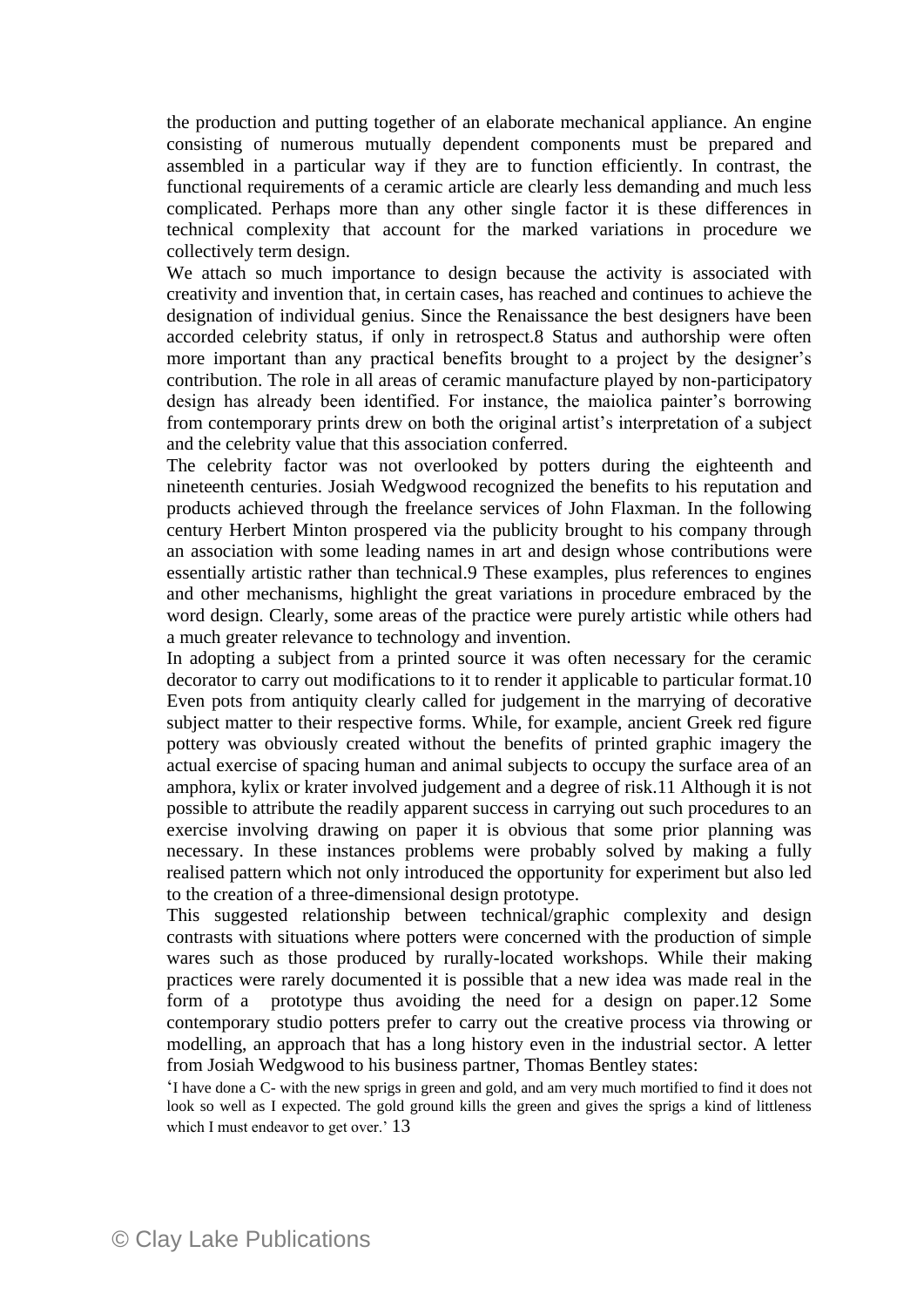the production and putting together of an elaborate mechanical appliance. An engine consisting of numerous mutually dependent components must be prepared and assembled in a particular way if they are to function efficiently. In contrast, the functional requirements of a ceramic article are clearly less demanding and much less complicated. Perhaps more than any other single factor it is these differences in technical complexity that account for the marked variations in procedure we collectively term design.

We attach so much importance to design because the activity is associated with creativity and invention that, in certain cases, has reached and continues to achieve the designation of individual genius. Since the Renaissance the best designers have been accorded celebrity status, if only in retrospect.8 Status and authorship were often more important than any practical benefits brought to a project by the designer's contribution. The role in all areas of ceramic manufacture played by non-participatory design has already been identified. For instance, the maiolica painter's borrowing from contemporary prints drew on both the original artist's interpretation of a subject and the celebrity value that this association conferred.

The celebrity factor was not overlooked by potters during the eighteenth and nineteenth centuries. Josiah Wedgwood recognized the benefits to his reputation and products achieved through the freelance services of John Flaxman. In the following century Herbert Minton prospered via the publicity brought to his company through an association with some leading names in art and design whose contributions were essentially artistic rather than technical.9 These examples, plus references to engines and other mechanisms, highlight the great variations in procedure embraced by the word design. Clearly, some areas of the practice were purely artistic while others had a much greater relevance to technology and invention.

In adopting a subject from a printed source it was often necessary for the ceramic decorator to carry out modifications to it to render it applicable to particular format.10 Even pots from antiquity clearly called for judgement in the marrying of decorative subject matter to their respective forms. While, for example, ancient Greek red figure pottery was obviously created without the benefits of printed graphic imagery the actual exercise of spacing human and animal subjects to occupy the surface area of an amphora, kylix or krater involved judgement and a degree of risk.11 Although it is not possible to attribute the readily apparent success in carrying out such procedures to an exercise involving drawing on paper it is obvious that some prior planning was necessary. In these instances problems were probably solved by making a fully realised pattern which not only introduced the opportunity for experiment but also led to the creation of a three-dimensional design prototype.

This suggested relationship between technical/graphic complexity and design contrasts with situations where potters were concerned with the production of simple wares such as those produced by rurally-located workshops. While their making practices were rarely documented it is possible that a new idea was made real in the form of a prototype thus avoiding the need for a design on paper.12 Some contemporary studio potters prefer to carry out the creative process via throwing or modelling, an approach that has a long history even in the industrial sector. A letter from Josiah Wedgwood to his business partner, Thomas Bentley states:

'I have done a C- with the new sprigs in green and gold, and am very much mortified to find it does not look so well as I expected. The gold ground kills the green and gives the sprigs a kind of littleness which I must endeavor to get over.' 13